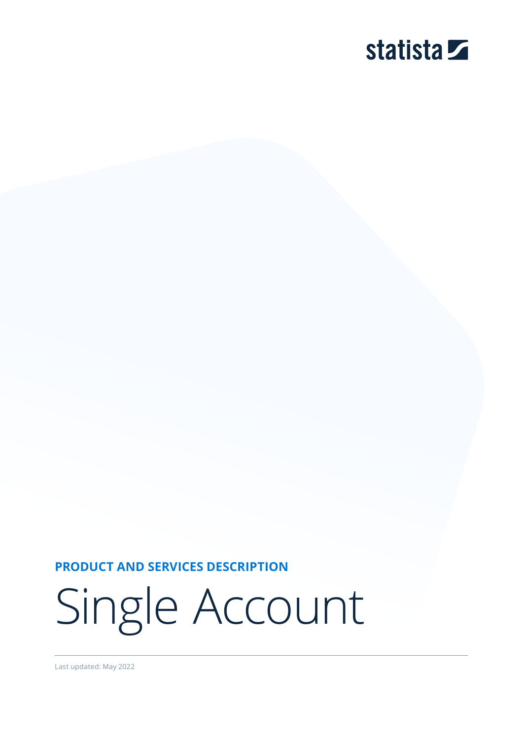statista

**PRODUCT AND SERVICES DESCRIPTION**

# Single Account

Last updated: May 2022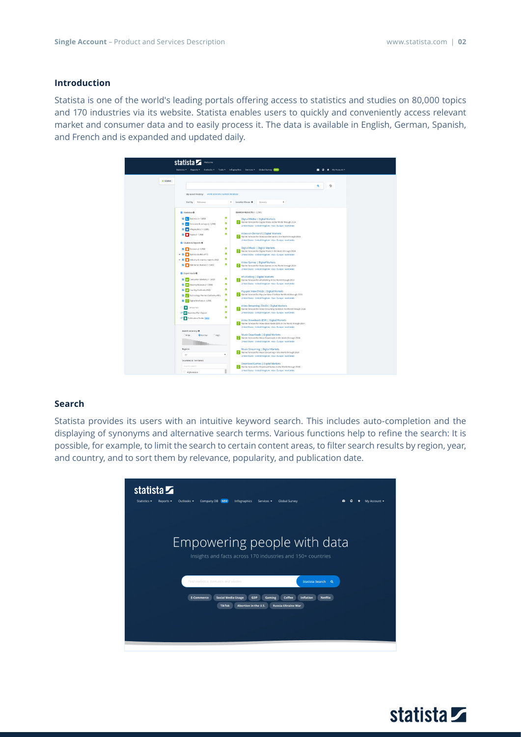## Introduction

Statista is one of the world's leading portals offering access to statistics and studies on 80,000 topics and 170 industries via its website. Statista enables users to quickly and conveniently access relevant market and consumer data and to easily process it. The data is available in English, German, Spanish, and French and is expanded and updated daily.

## Search

Statista provides its users with an intuitive keyword search. This includes auto-completion and the displaying of synonyms and alternative search terms. Various functions help to refine the search: It is possible, for example, to limit the search to certain content areas, to filter search results by region, year, and country, and to sort them by relevance, popularity, and publication date.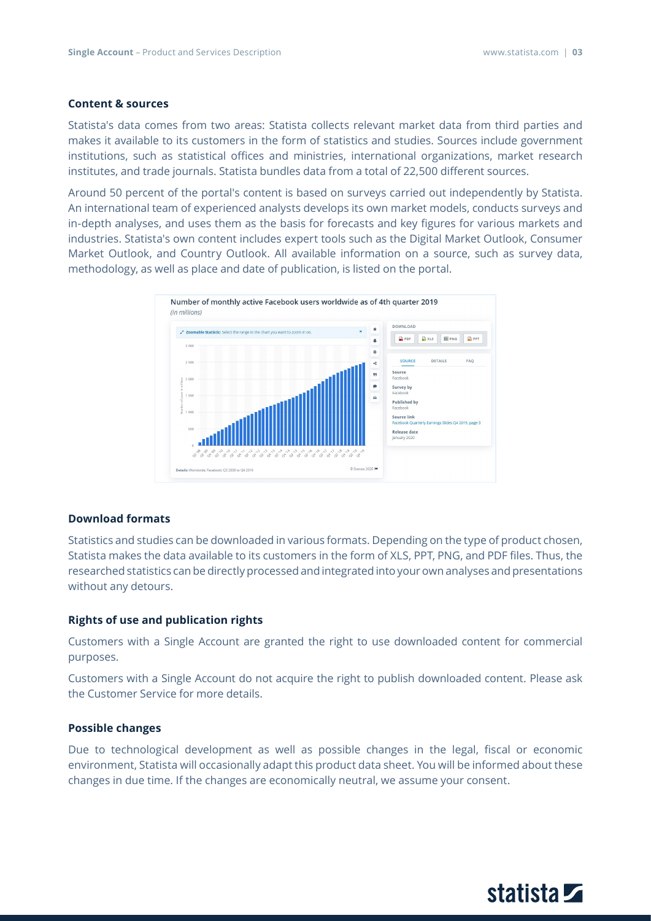#### Content & sources

Statista's data comes from two areas: Statista collects relevant market data from third parties and makes it available to its customers in the form of statistics and studies. Sources include government institutions, such as statistical offices and ministries, international organizations, market research institutes, and trade journals. Statista bundles data from a total of 22,500 different sources.

Around 50 percent of the portal's content is based on surveys carried out independently by Statista. An international team of experienced analysts develops its own market models, conducts surveys and in-depth analyses, and uses them as the basis for forecasts and key figures for various markets and industries. Statista's own content includes expert tools such as the Digital Market Outlook, Consumer Market Outlook, and Country Outlook. All available information on a source, such as survey data, methodology, as well as place and date of publication, is listed on the portal.

#### Download formats

Statistics and studies can be downloaded in various formats. Depending on the type of product chosen, Statista makes the data available to its customers in the form of XLS, PPT, PNG, and PDF files. Thus, the researched statistics can be directly processed and integrated into your own analyses and presentations without any detours.

#### Rights of use and publication rights

Customers with a Single Account are granted the right to use downloaded content for commercial purposes.

Customers with a Single Account do not acquire the right to publish downloaded content. Please ask the Customer Service for more details.

#### Possible changes

Due to technological development as well as possible changes in the legal, fiscal or economic environment, Statista will occasionally adapt this product data sheet. You will be informed about these changes in due time. If the changes are economically neutral, we assume your consent.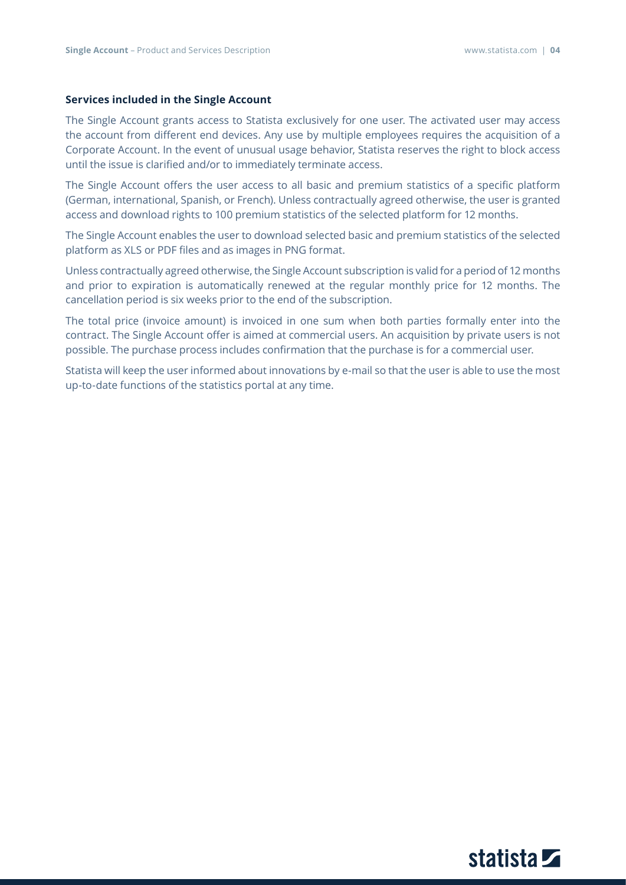## Services included in the Single Account

The Single Account grants access to Statista exclusively for one user. The activated user may access the account from different end devices. Any use by multiple employees requires the acquisition of a Corporate Account. In the event of unusual usage behavior, Statista reserves the right to block access until the issue is clarified and/or to immediately terminate access.

The Single Account offers the user access to all basic and premium statistics of a specific platform (German, international, Spanish, or French). Unless contractually agreed otherwise, the user is granted access and download rights to 100 premium statistics of the selected platform for 12 months.

The Single Account enables the user to download selected basic and premium statistics of the selected platform as XLS or PDF files and as images in PNG format.

Unless contractually agreed otherwise, the Single Account subscription is valid for a period of 12 months and prior to expiration is automatically renewed at the regular monthly price for 12 months. The cancellation period is six weeks prior to the end of the subscription.

The total price (invoice amount) is invoiced in one sum when both parties formally enter into the contract. The Single Account offer is aimed at commercial users. An acquisition by private users is not possible. The purchase process includes confirmation that the purchase is for a commercial user.

Statista will keep the user informed about innovations by e-mail so that the user is able to use the most up-to-date functions of the statistics portal at any time.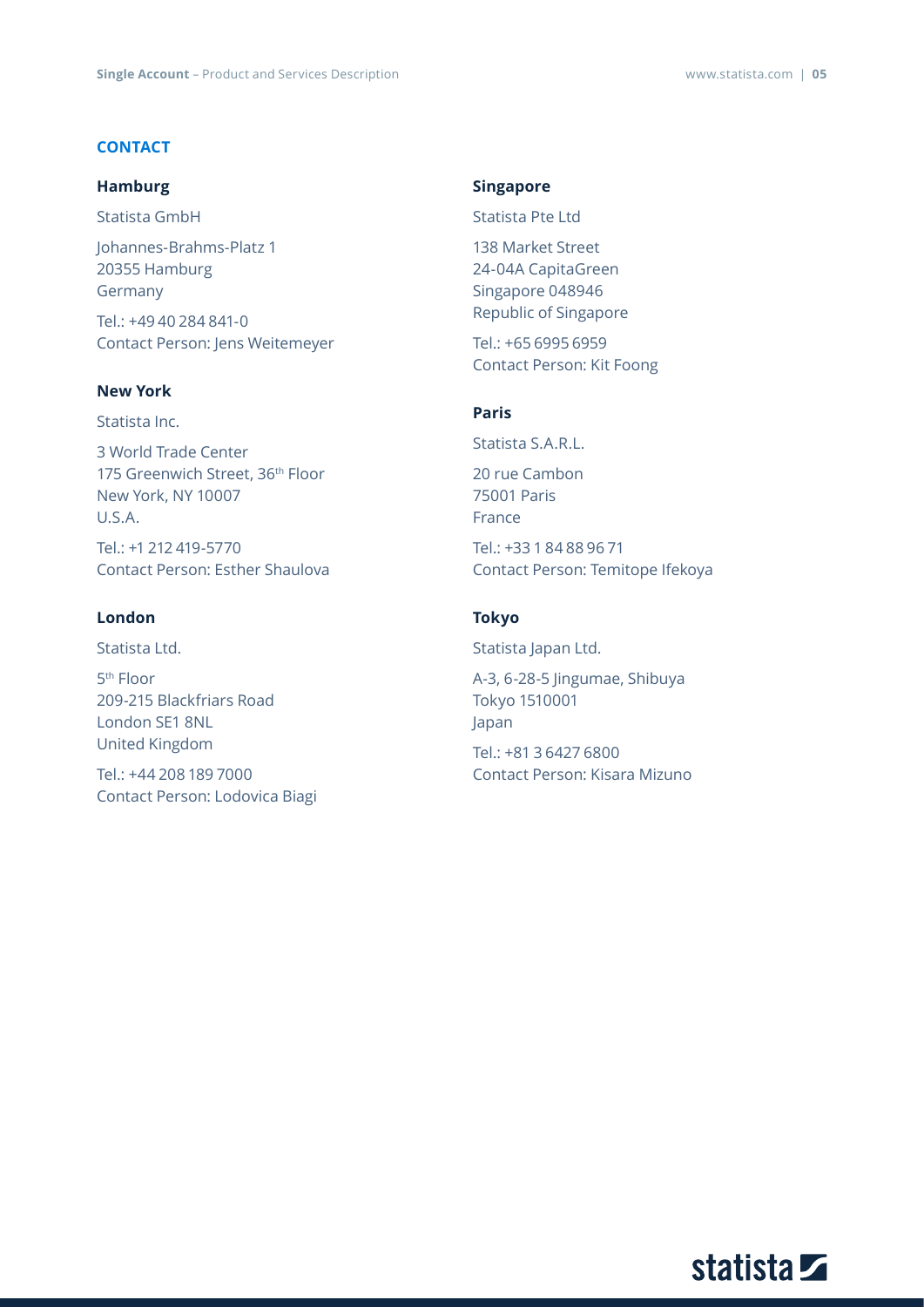## CONTACT

### Hamburg

Statista GmbH

Johannes-Brahms-Platz 1
20355 Hamburg
Germany

Tel.: +49 40 284 841-0
Contact Person: Jens Weitemeyer

### New York

Statista Inc.

3 World Trade Center
175 Greenwich Street, 36th Floor
New York, NY 10007
U.S.A.

Tel.: +1 212 419-5770
Contact Person: Esther Shaulova

### London

Statista Ltd.

5th Floor
209-215 Blackfriars Road
London SE1 8NL
United Kingdom

Tel.: +44 208 189 7000
Contact Person: Lodovica Biagi

### Singapore

Statista Pte Ltd

138 Market Street
24-04A CapitaGreen
Singapore 048946
Republic of Singapore

Tel.: +65 6995 6959
Contact Person: Kit Foong

### Paris

Statista S.A.R.L.

20 rue Cambon
75001 Paris
France

Tel.: +33 1 84 88 96 71
Contact Person: Temitope Ifekoya

### Tokyo

Statista Japan Ltd.

A-3, 6-28-5 Jingumae, Shibuya
Tokyo 1510001
Japan

Tel.: +81 3 6427 6800
Contact Person: Kisara Mizuno